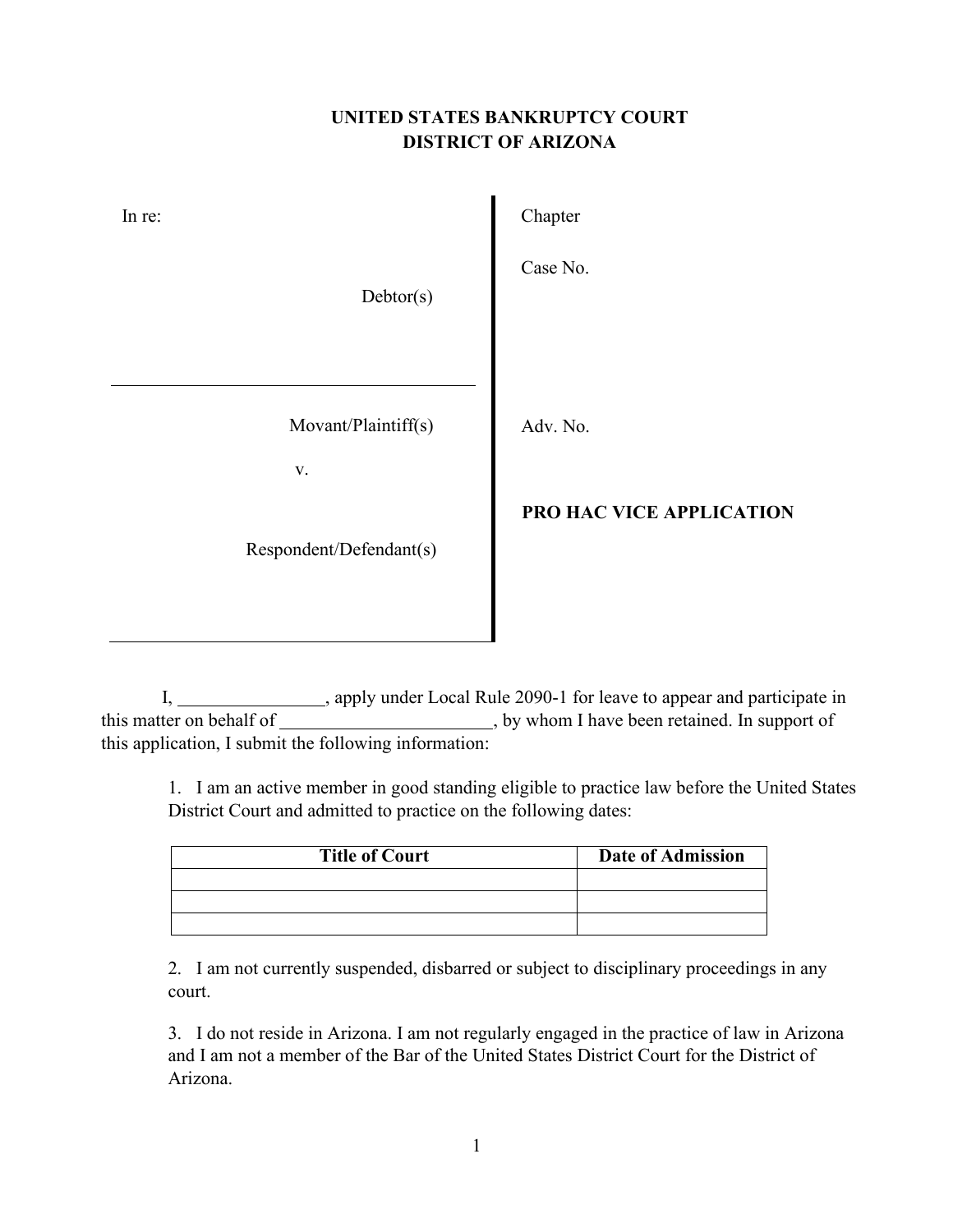# UNITED STATES BANKRUPTCY COURT
# DISTRICT OF ARIZONA

In re:

Debtor(s)

---

Movant/Plaintiff(s)

v.

Respondent/Defendant(s)

---

Chapter

Case No.

Adv. No.

**PRO HAC VICE APPLICATION**

I, ________________, apply under Local Rule 2090-1 for leave to appear and participate in this matter on behalf of _______________________, by whom I have been retained. In support of this application, I submit the following information:

1. I am an active member in good standing eligible to practice law before the United States District Court and admitted to practice on the following dates:

| Title of Court | Date of Admission |
|---|---|
| | |
| | |
| | |

2. I am not currently suspended, disbarred or subject to disciplinary proceedings in any court.

3. I do not reside in Arizona. I am not regularly engaged in the practice of law in Arizona and I am not a member of the Bar of the United States District Court for the District of Arizona.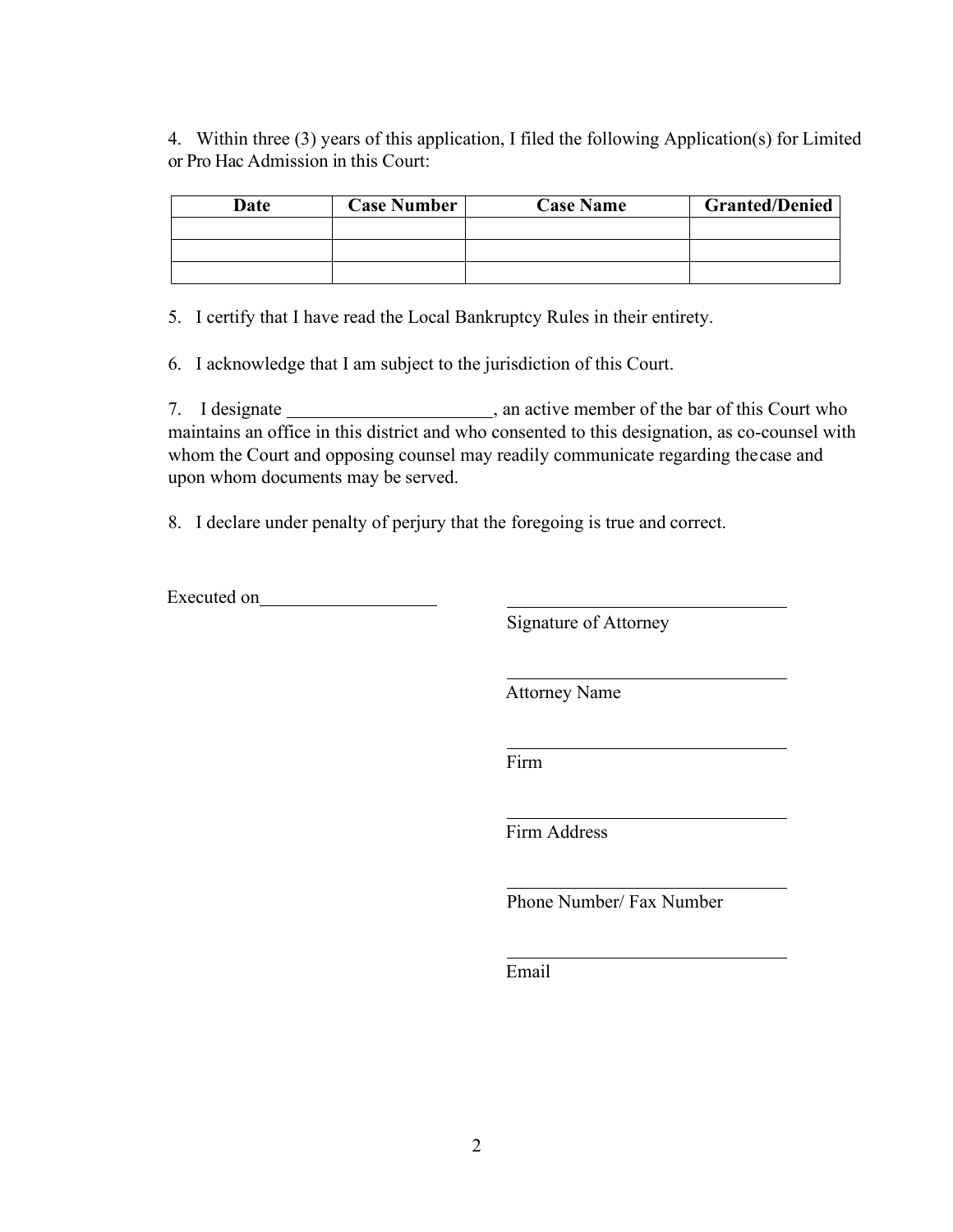4. Within three (3) years of this application, I filed the following Application(s) for Limited or Pro Hac Admission in this Court:

| Date | Case Number | Case Name | Granted/Denied |
|---|---|---|---|
| | | | |
| | | | |
| | | | |

5. I certify that I have read the Local Bankruptcy Rules in their entirety.

6. I acknowledge that I am subject to the jurisdiction of this Court.

7. I designate ______________________, an active member of the bar of this Court who maintains an office in this district and who consented to this designation, as co-counsel with whom the Court and opposing counsel may readily communicate regarding the case and upon whom documents may be served.

8. I declare under penalty of perjury that the foregoing is true and correct.

Executed on___________________

_______________________________
Signature of Attorney

_______________________________
Attorney Name

_______________________________
Firm

_______________________________
Firm Address

_______________________________
Phone Number/ Fax Number

_______________________________
Email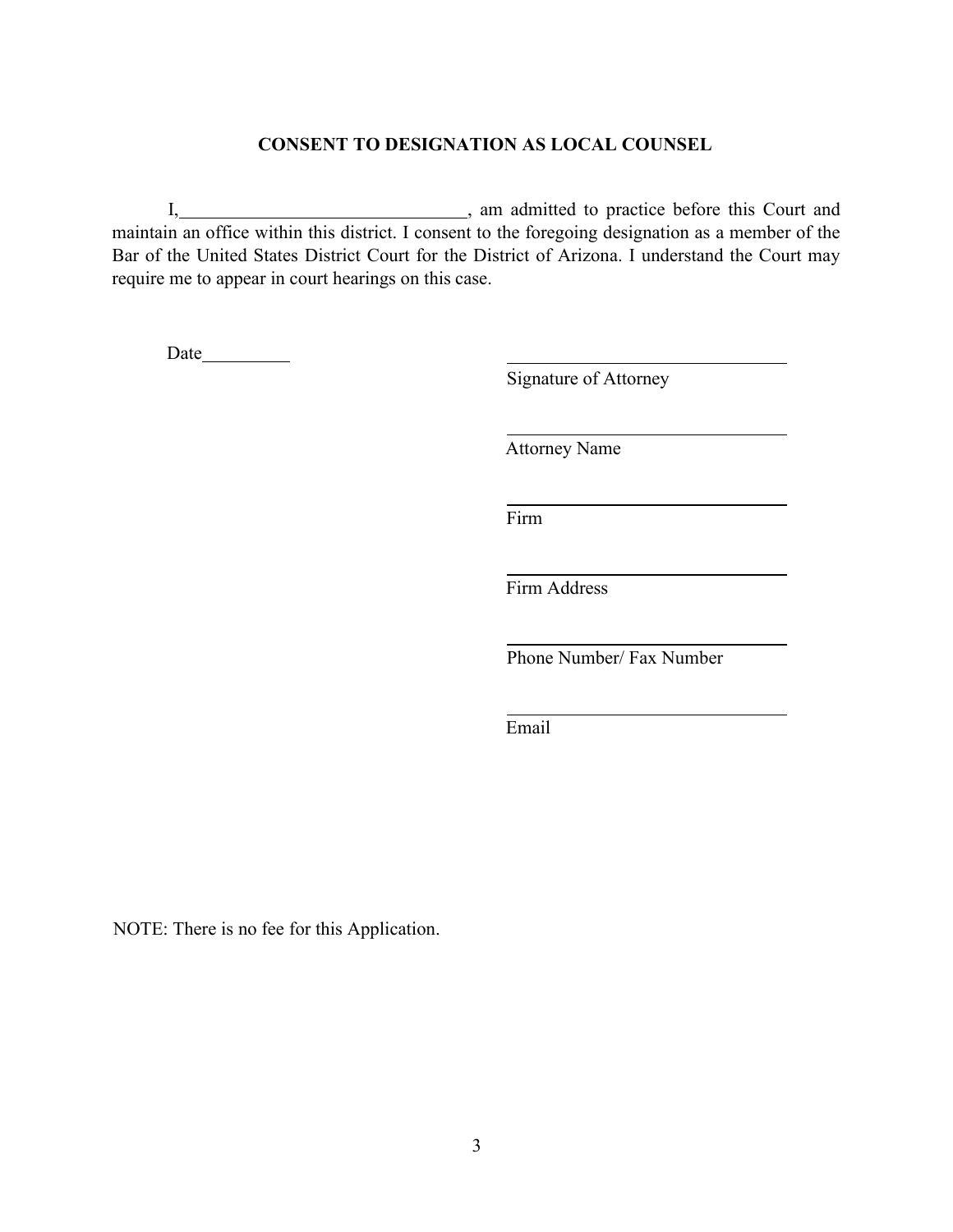**CONSENT TO DESIGNATION AS LOCAL COUNSEL**

I,_______________________________, am admitted to practice before this Court and maintain an office within this district. I consent to the foregoing designation as a member of the Bar of the United States District Court for the District of Arizona. I understand the Court may require me to appear in court hearings on this case.

Date__________

_______________________________
Signature of Attorney

_______________________________
Attorney Name

_______________________________
Firm

_______________________________
Firm Address

_______________________________
Phone Number/ Fax Number

_______________________________
Email

NOTE: There is no fee for this Application.